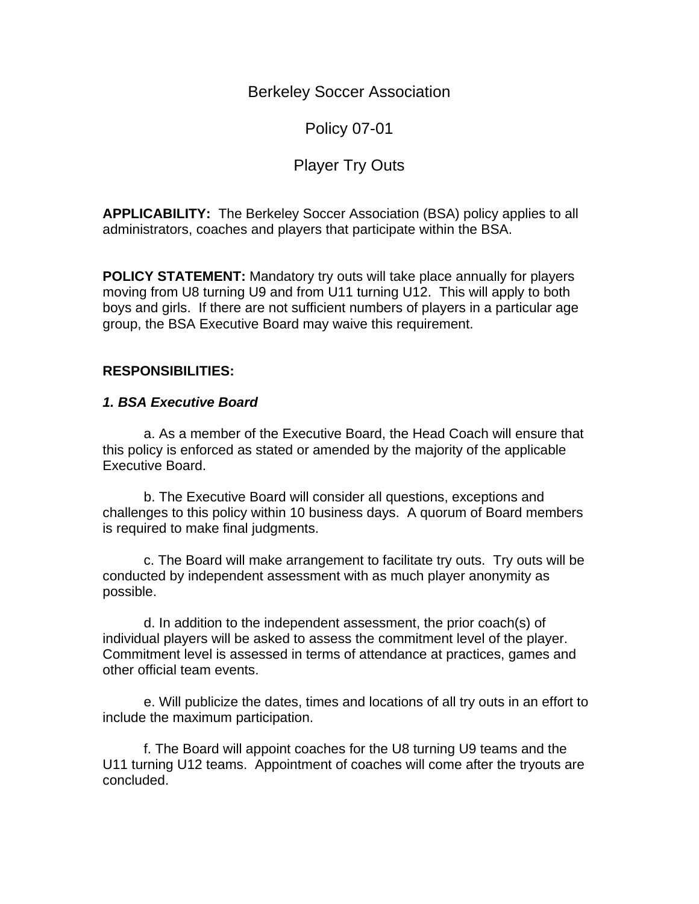# Berkeley Soccer Association

## Policy 07-01

## Player Try Outs

**APPLICABILITY:** The Berkeley Soccer Association (BSA) policy applies to all administrators, coaches and players that participate within the BSA.

**POLICY STATEMENT:** Mandatory try outs will take place annually for players moving from U8 turning U9 and from U11 turning U12. This will apply to both boys and girls. If there are not sufficient numbers of players in a particular age group, the BSA Executive Board may waive this requirement.

**RESPONSIBILITIES:**

***1. BSA Executive Board***

a. As a member of the Executive Board, the Head Coach will ensure that this policy is enforced as stated or amended by the majority of the applicable Executive Board.

b. The Executive Board will consider all questions, exceptions and challenges to this policy within 10 business days. A quorum of Board members is required to make final judgments.

c. The Board will make arrangement to facilitate try outs. Try outs will be conducted by independent assessment with as much player anonymity as possible.

d. In addition to the independent assessment, the prior coach(s) of individual players will be asked to assess the commitment level of the player. Commitment level is assessed in terms of attendance at practices, games and other official team events.

e. Will publicize the dates, times and locations of all try outs in an effort to include the maximum participation.

f. The Board will appoint coaches for the U8 turning U9 teams and the U11 turning U12 teams. Appointment of coaches will come after the tryouts are concluded.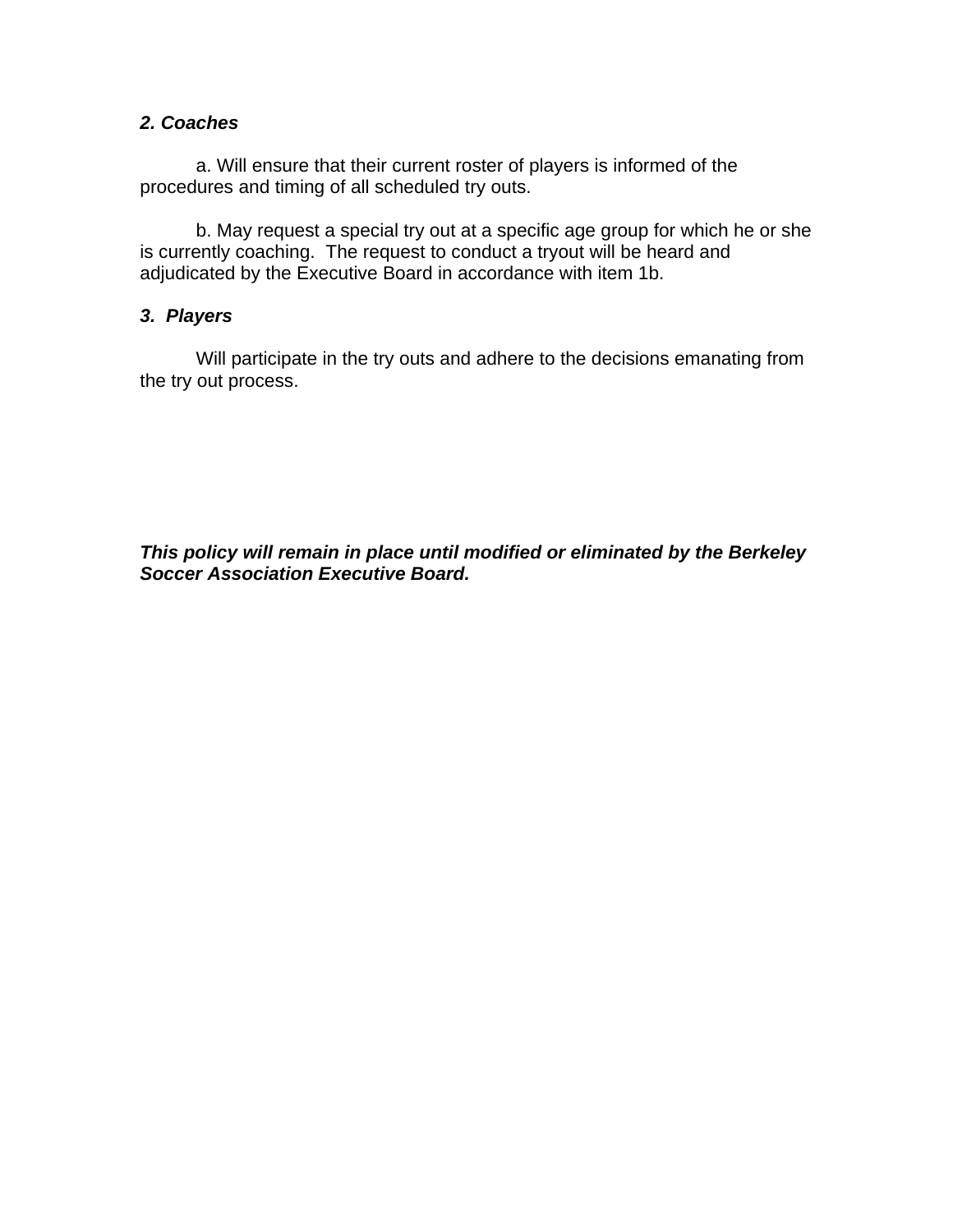***2. Coaches***

a. Will ensure that their current roster of players is informed of the procedures and timing of all scheduled try outs.

b. May request a special try out at a specific age group for which he or she is currently coaching.  The request to conduct a tryout will be heard and adjudicated by the Executive Board in accordance with item 1b.

***3.  Players***

Will participate in the try outs and adhere to the decisions emanating from the try out process.

***This policy will remain in place until modified or eliminated by the Berkeley Soccer Association Executive Board.***